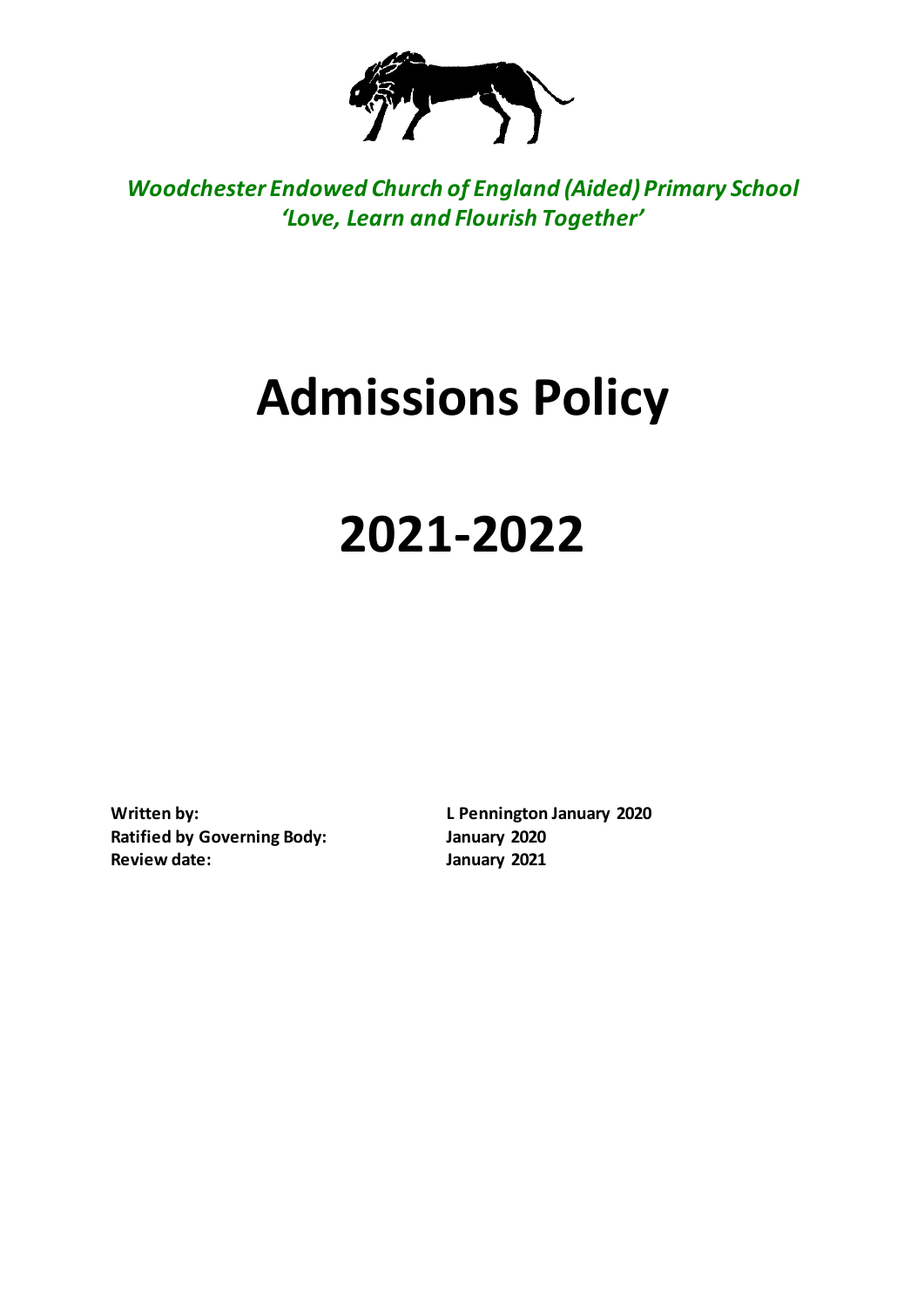*Woodchester Endowed Church of England (Aided) Primary School*
*'Love, Learn and Flourish Together'*

# Admissions Policy

# 2021-2022

| | |
|---|---|
| **Written by:** | **L Pennington January 2020** |
| **Ratified by Governing Body:** | **January 2020** |
| **Review date:** | **January 2021** |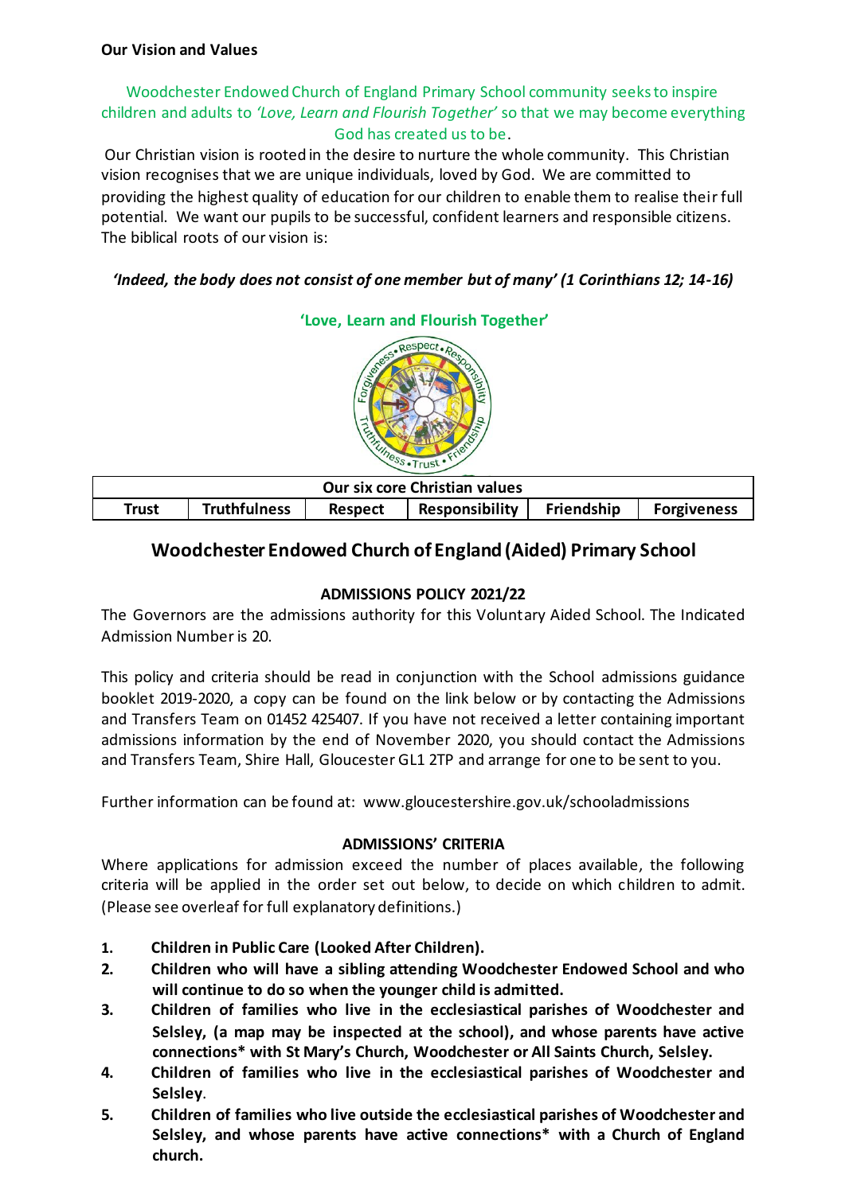**Our Vision and Values**

Woodchester Endowed Church of England Primary School community seeks to inspire children and adults to *'Love, Learn and Flourish Together'* so that we may become everything God has created us to be.

Our Christian vision is rooted in the desire to nurture the whole community. This Christian vision recognises that we are unique individuals, loved by God. We are committed to providing the highest quality of education for our children to enable them to realise their full potential. We want our pupils to be successful, confident learners and responsible citizens. The biblical roots of our vision is:

***'Indeed, the body does not consist of one member but of many' (1 Corinthians 12; 14-16)***

**'Love, Learn and Flourish Together'**

| Our six core Christian values | | | | | |
|---|---|---|---|---|---|
| **Trust** | **Truthfulness** | **Respect** | **Responsibility** | **Friendship** | **Forgiveness** |

## Woodchester Endowed Church of England (Aided) Primary School

### ADMISSIONS POLICY 2021/22

The Governors are the admissions authority for this Voluntary Aided School. The Indicated Admission Number is 20.

This policy and criteria should be read in conjunction with the School admissions guidance booklet 2019-2020, a copy can be found on the link below or by contacting the Admissions and Transfers Team on 01452 425407. If you have not received a letter containing important admissions information by the end of November 2020, you should contact the Admissions and Transfers Team, Shire Hall, Gloucester GL1 2TP and arrange for one to be sent to you.

Further information can be found at: www.gloucestershire.gov.uk/schooladmissions

### ADMISSIONS' CRITERIA

Where applications for admission exceed the number of places available, the following criteria will be applied in the order set out below, to decide on which children to admit. (Please see overleaf for full explanatory definitions.)

1. **Children in Public Care (Looked After Children).**
2. **Children who will have a sibling attending Woodchester Endowed School and who will continue to do so when the younger child is admitted.**
3. **Children of families who live in the ecclesiastical parishes of Woodchester and Selsley, (a map may be inspected at the school), and whose parents have active connections* with St Mary's Church, Woodchester or All Saints Church, Selsley.**
4. **Children of families who live in the ecclesiastical parishes of Woodchester and Selsley**.
5. **Children of families who live outside the ecclesiastical parishes of Woodchester and Selsley, and whose parents have active connections* with a Church of England church.**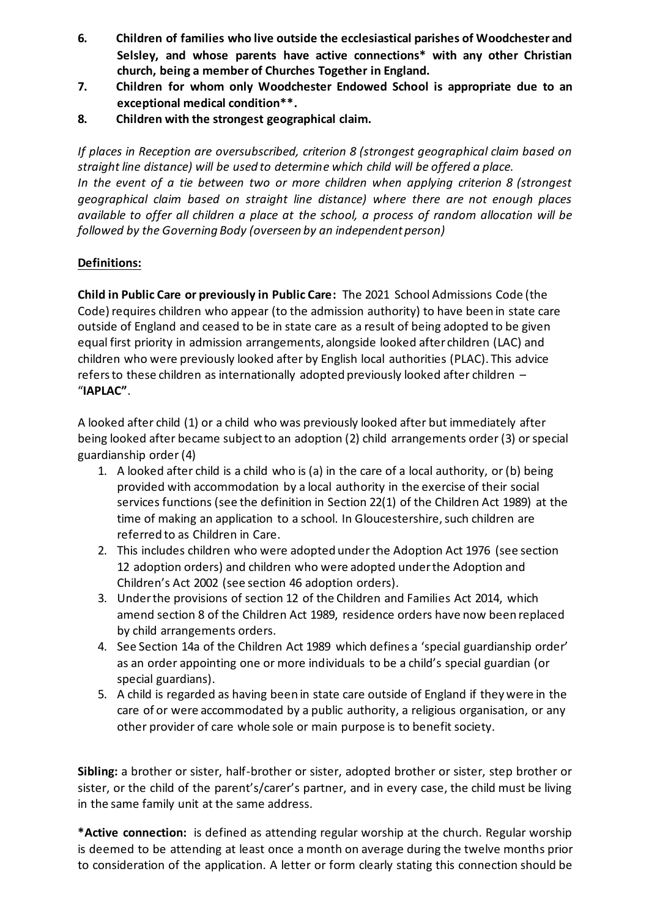6. **Children of families who live outside the ecclesiastical parishes of Woodchester and Selsley, and whose parents have active connections* with any other Christian church, being a member of Churches Together in England.**
7. **Children for whom only Woodchester Endowed School is appropriate due to an exceptional medical condition**.**
8. **Children with the strongest geographical claim.**

*If places in Reception are oversubscribed, criterion 8 (strongest geographical claim based on straight line distance) will be used to determine which child will be offered a place.*
*In the event of a tie between two or more children when applying criterion 8 (strongest geographical claim based on straight line distance) where there are not enough places available to offer all children a place at the school, a process of random allocation will be followed by the Governing Body (overseen by an independent person)*

**Definitions:**

**Child in Public Care or previously in Public Care:** The 2021 School Admissions Code (the Code) requires children who appear (to the admission authority) to have been in state care outside of England and ceased to be in state care as a result of being adopted to be given equal first priority in admission arrangements, alongside looked after children (LAC) and children who were previously looked after by English local authorities (PLAC). This advice refers to these children as internationally adopted previously looked after children – "**IAPLAC"**.

A looked after child (1) or a child who was previously looked after but immediately after being looked after became subject to an adoption (2) child arrangements order (3) or special guardianship order (4)

1. A looked after child is a child who is (a) in the care of a local authority, or (b) being provided with accommodation by a local authority in the exercise of their social services functions (see the definition in Section 22(1) of the Children Act 1989) at the time of making an application to a school. In Gloucestershire, such children are referred to as Children in Care.
2. This includes children who were adopted under the Adoption Act 1976 (see section 12 adoption orders) and children who were adopted under the Adoption and Children's Act 2002 (see section 46 adoption orders).
3. Under the provisions of section 12 of the Children and Families Act 2014, which amend section 8 of the Children Act 1989, residence orders have now been replaced by child arrangements orders.
4. See Section 14a of the Children Act 1989 which defines a 'special guardianship order' as an order appointing one or more individuals to be a child's special guardian (or special guardians).
5. A child is regarded as having been in state care outside of England if they were in the care of or were accommodated by a public authority, a religious organisation, or any other provider of care whole sole or main purpose is to benefit society.

**Sibling:** a brother or sister, half-brother or sister, adopted brother or sister, step brother or sister, or the child of the parent's/carer's partner, and in every case, the child must be living in the same family unit at the same address.

***Active connection:** is defined as attending regular worship at the church. Regular worship is deemed to be attending at least once a month on average during the twelve months prior to consideration of the application. A letter or form clearly stating this connection should be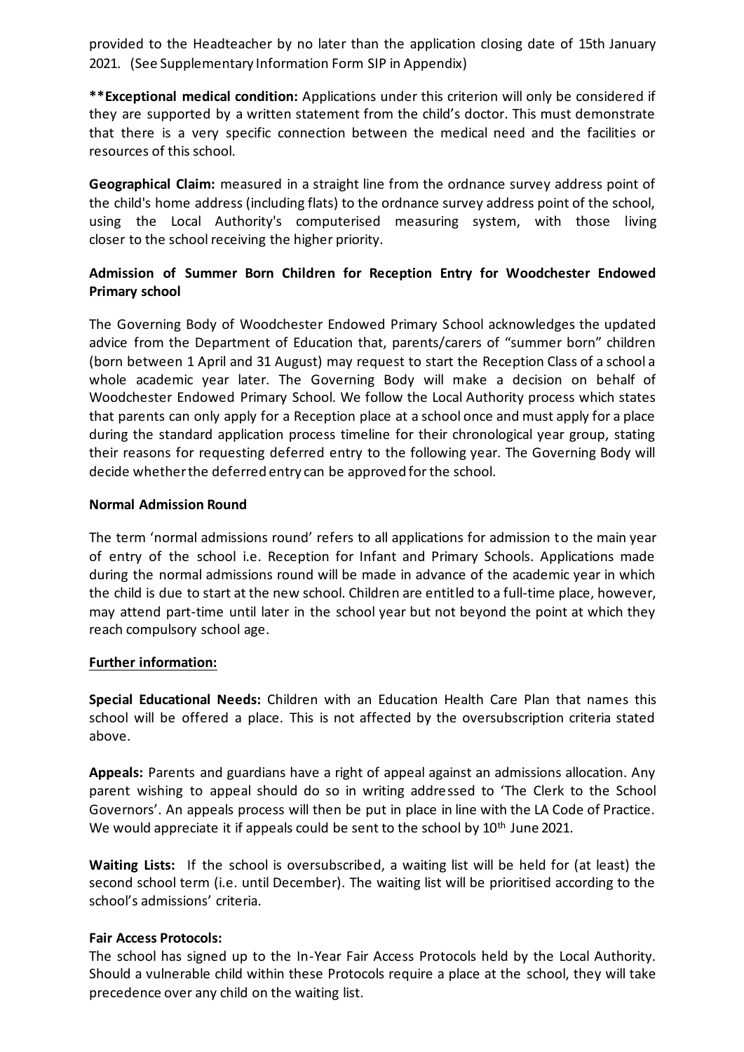provided to the Headteacher by no later than the application closing date of 15th January 2021. (See Supplementary Information Form SIP in Appendix)

****Exceptional medical condition:** Applications under this criterion will only be considered if they are supported by a written statement from the child's doctor. This must demonstrate that there is a very specific connection between the medical need and the facilities or resources of this school.

**Geographical Claim:** measured in a straight line from the ordnance survey address point of the child's home address (including flats) to the ordnance survey address point of the school, using the Local Authority's computerised measuring system, with those living closer to the school receiving the higher priority.

**Admission of Summer Born Children for Reception Entry for Woodchester Endowed Primary school**

The Governing Body of Woodchester Endowed Primary School acknowledges the updated advice from the Department of Education that, parents/carers of "summer born" children (born between 1 April and 31 August) may request to start the Reception Class of a school a whole academic year later. The Governing Body will make a decision on behalf of Woodchester Endowed Primary School. We follow the Local Authority process which states that parents can only apply for a Reception place at a school once and must apply for a place during the standard application process timeline for their chronological year group, stating their reasons for requesting deferred entry to the following year. The Governing Body will decide whether the deferred entry can be approved for the school.

**Normal Admission Round**

The term 'normal admissions round' refers to all applications for admission to the main year of entry of the school i.e. Reception for Infant and Primary Schools. Applications made during the normal admissions round will be made in advance of the academic year in which the child is due to start at the new school. Children are entitled to a full-time place, however, may attend part-time until later in the school year but not beyond the point at which they reach compulsory school age.

**Further information:**

**Special Educational Needs:** Children with an Education Health Care Plan that names this school will be offered a place. This is not affected by the oversubscription criteria stated above.

**Appeals:** Parents and guardians have a right of appeal against an admissions allocation. Any parent wishing to appeal should do so in writing addressed to 'The Clerk to the School Governors'. An appeals process will then be put in place in line with the LA Code of Practice. We would appreciate it if appeals could be sent to the school by 10th June 2021.

**Waiting Lists:** If the school is oversubscribed, a waiting list will be held for (at least) the second school term (i.e. until December). The waiting list will be prioritised according to the school's admissions' criteria.

**Fair Access Protocols:**

The school has signed up to the In-Year Fair Access Protocols held by the Local Authority. Should a vulnerable child within these Protocols require a place at the school, they will take precedence over any child on the waiting list.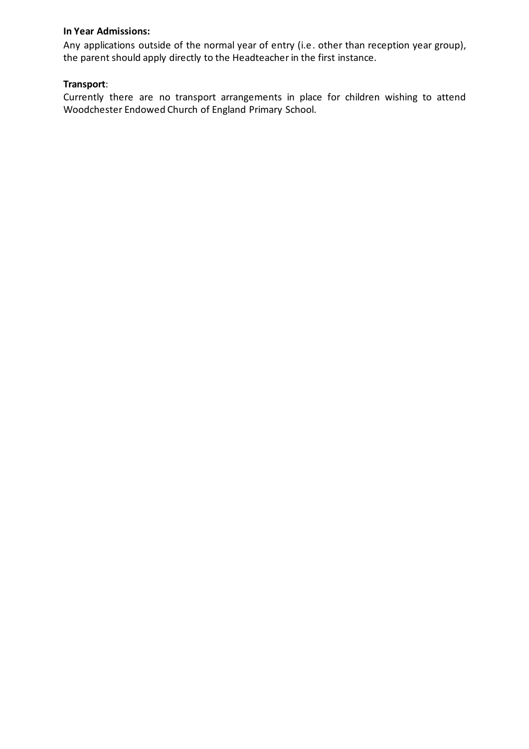**In Year Admissions:**

Any applications outside of the normal year of entry (i.e. other than reception year group), the parent should apply directly to the Headteacher in the first instance.

**Transport**:

Currently there are no transport arrangements in place for children wishing to attend Woodchester Endowed Church of England Primary School.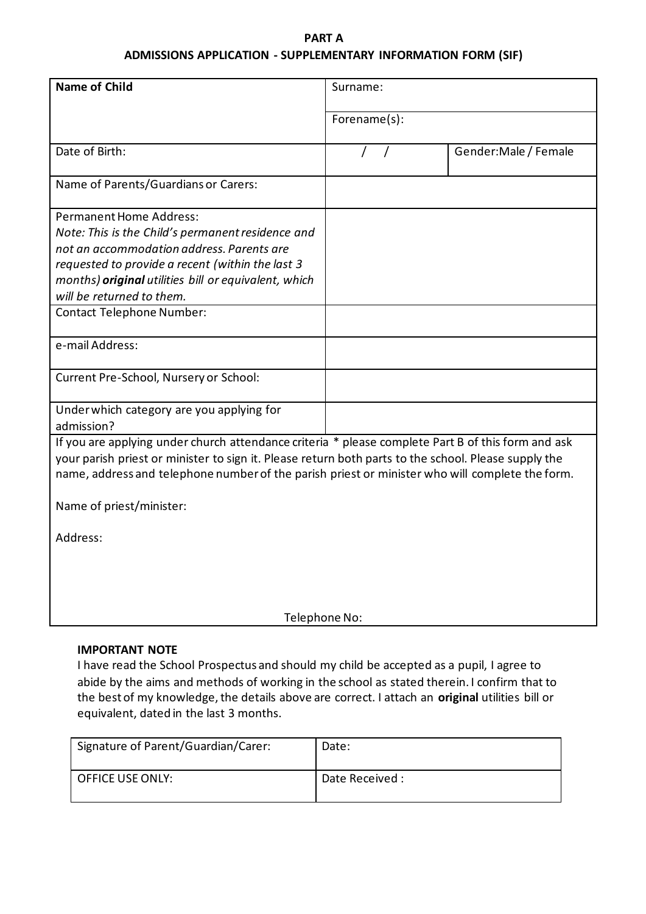**PART A**

**ADMISSIONS APPLICATION - SUPPLEMENTARY INFORMATION FORM (SIF)**

| **Name of Child** | Surname: | |
|---|---|---|
| | Forename(s): | |
| Date of Birth: | / / | Gender: Male / Female |
| Name of Parents/Guardians or Carers: | | |
| Permanent Home Address:<br>*Note: This is the Child's permanent residence and not an accommodation address. Parents are requested to provide a recent (within the last 3 months)* ***original*** *utilities bill or equivalent, which will be returned to them.* | | |
| Contact Telephone Number: | | |
| e-mail Address: | | |
| Current Pre-School, Nursery or School: | | |
| Under which category are you applying for admission? | | |

If you are applying under church attendance criteria * please complete Part B of this form and ask your parish priest or minister to sign it. Please return both parts to the school. Please supply the name, address and telephone number of the parish priest or minister who will complete the form.

Name of priest/minister:

Address:

Telephone No:

**IMPORTANT NOTE**

I have read the School Prospectus and should my child be accepted as a pupil, I agree to abide by the aims and methods of working in the school as stated therein. I confirm that to the best of my knowledge, the details above are correct. I attach an **original** utilities bill or equivalent, dated in the last 3 months.

| Signature of Parent/Guardian/Carer: | Date: |
|---|---|
| OFFICE USE ONLY: | Date Received : |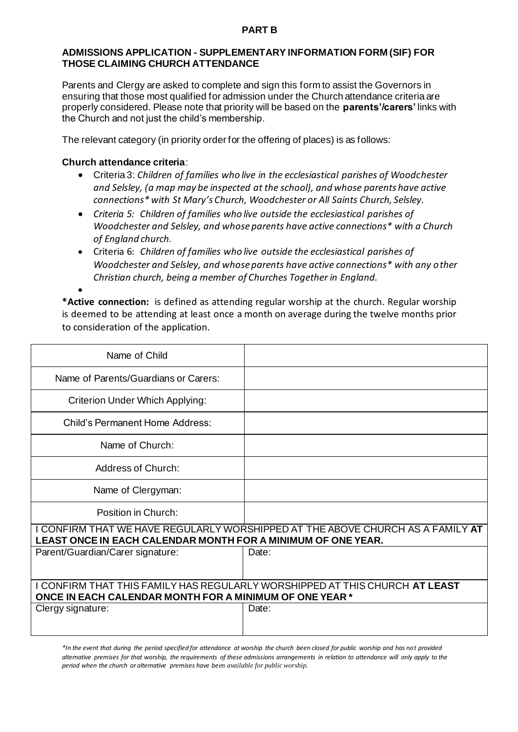**PART B**

**ADMISSIONS APPLICATION - SUPPLEMENTARY INFORMATION FORM (SIF) FOR THOSE CLAIMING CHURCH ATTENDANCE**

Parents and Clergy are asked to complete and sign this form to assist the Governors in ensuring that those most qualified for admission under the Church attendance criteria are properly considered. Please note that priority will be based on the **parents'/carers'** links with the Church and not just the child's membership.

The relevant category (in priority order for the offering of places) is as follows:

**Church attendance criteria**:

- Criteria 3: *Children of families who live in the ecclesiastical parishes of Woodchester and Selsley, (a map may be inspected at the school), and whose parents have active connections* with St Mary's Church, Woodchester or All Saints Church, Selsley.*
- *Criteria 5: Children of families who live outside the ecclesiastical parishes of Woodchester and Selsley, and whose parents have active connections* with a Church of England church.*
- Criteria 6: *Children of families who live outside the ecclesiastical parishes of Woodchester and Selsley, and whose parents have active connections* with any other Christian church, being a member of Churches Together in England.*
-

**\*Active connection:** is defined as attending regular worship at the church. Regular worship is deemed to be attending at least once a month on average during the twelve months prior to consideration of the application.

| | |
|---|---|
| Name of Child | |
| Name of Parents/Guardians or Carers: | |
| Criterion Under Which Applying: | |
| Child's Permanent Home Address: | |
| Name of Church: | |
| Address of Church: | |
| Name of Clergyman: | |
| Position in Church: | |
| I CONFIRM THAT WE HAVE REGULARLY WORSHIPPED AT THE ABOVE CHURCH AS A FAMILY **AT LEAST ONCE IN EACH CALENDAR MONTH FOR A MINIMUM OF ONE YEAR.** | |
| Parent/Guardian/Carer signature: | Date: |
| I CONFIRM THAT THIS FAMILY HAS REGULARLY WORSHIPPED AT THIS CHURCH **AT LEAST ONCE IN EACH CALENDAR MONTH FOR A MINIMUM OF ONE YEAR \*** | |
| Clergy signature: | Date: |

*\*In the event that during the period specified for attendance at worship the church been closed for public worship and has not provided alternative premises for that worship, the requirements of these admissions arrangements in relation to attendance will only apply to the period when the church or alternative premises have been available for public worship.*